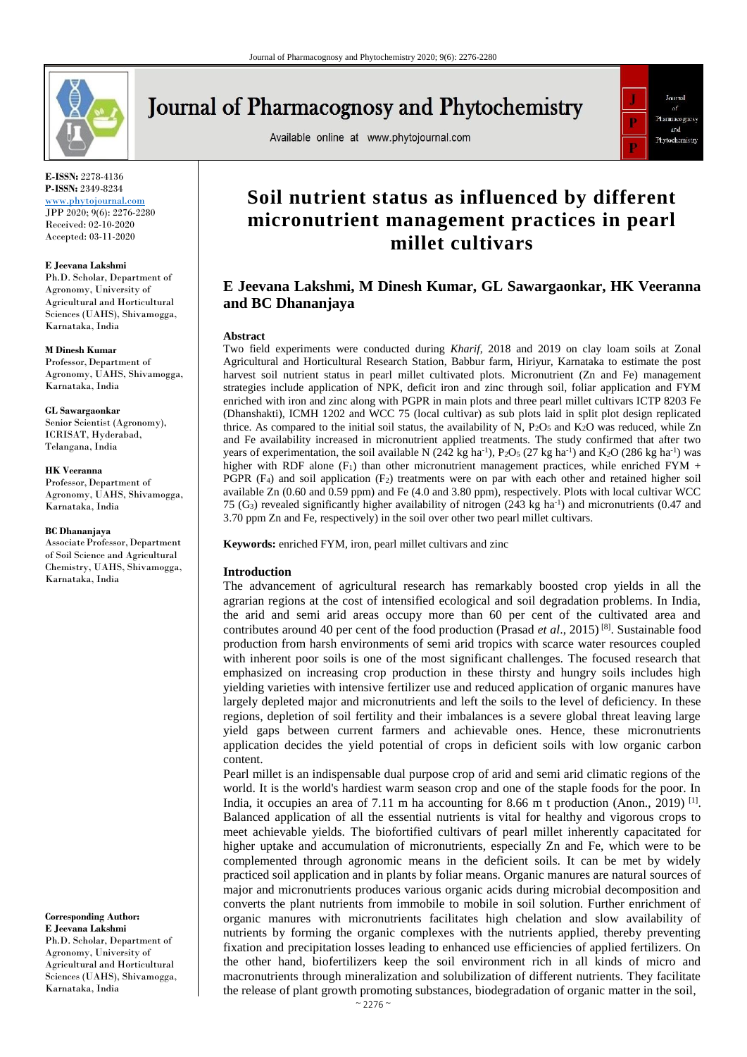# Soil nutrient status as influenced by different micronutrient management practices in pearl millet cultivars

**E Jeevana Lakshmi, M Dinesh Kumar, GL Sawargaonkar, HK Veeranna and BC Dhananjaya**

**E-ISSN:** 2278-4136
**P-ISSN:** 2349-8234
www.phytojournal.com
JPP 2020; 9(6): 2276-2280
Received: 02-10-2020
Accepted: 03-11-2020

**E Jeevana Lakshmi**
Ph.D. Scholar, Department of Agronomy, University of Agricultural and Horticultural Sciences (UAHS), Shivamogga, Karnataka, India

**M Dinesh Kumar**
Professor, Department of Agronomy, UAHS, Shivamogga, Karnataka, India

**GL Sawargaonkar**
Senior Scientist (Agronomy), ICRISAT, Hyderabad, Telangana, India

**HK Veeranna**
Professor, Department of Agronomy, UAHS, Shivamogga, Karnataka, India

**BC Dhananjaya**
Associate Professor, Department of Soil Science and Agricultural Chemistry, UAHS, Shivamogga, Karnataka, India

**Corresponding Author:**
**E Jeevana Lakshmi**
Ph.D. Scholar, Department of Agronomy, University of Agricultural and Horticultural Sciences (UAHS), Shivamogga, Karnataka, India

## Abstract

Two field experiments were conducted during *Kharif*, 2018 and 2019 on clay loam soils at Zonal Agricultural and Horticultural Research Station, Babbur farm, Hiriyur, Karnataka to estimate the post harvest soil nutrient status in pearl millet cultivated plots. Micronutrient (Zn and Fe) management strategies include application of NPK, deficit iron and zinc through soil, foliar application and FYM enriched with iron and zinc along with PGPR in main plots and three pearl millet cultivars ICTP 8203 Fe (Dhanshakti), ICMH 1202 and WCC 75 (local cultivar) as sub plots laid in split plot design replicated thrice. As compared to the initial soil status, the availability of N, $P_2O_5$ and $K_2O$ was reduced, while Zn and Fe availability increased in micronutrient applied treatments. The study confirmed that after two years of experimentation, the soil available N (242 kg ha$^{-1}$), $P_2O_5$ (27 kg ha$^{-1}$) and $K_2O$ (286 kg ha$^{-1}$) was higher with RDF alone ($F_1$) than other micronutrient management practices, while enriched FYM + PGPR ($F_4$) and soil application ($F_2$) treatments were on par with each other and retained higher soil available Zn (0.60 and 0.59 ppm) and Fe (4.0 and 3.80 ppm), respectively. Plots with local cultivar WCC 75 ($G_3$) revealed significantly higher availability of nitrogen (243 kg ha$^{-1}$) and micronutrients (0.47 and 3.70 ppm Zn and Fe, respectively) in the soil over other two pearl millet cultivars.

**Keywords:** enriched FYM, iron, pearl millet cultivars and zinc

## Introduction

The advancement of agricultural research has remarkably boosted crop yields in all the agrarian regions at the cost of intensified ecological and soil degradation problems. In India, the arid and semi arid areas occupy more than 60 per cent of the cultivated area and contributes around 40 per cent of the food production (Prasad *et al*., 2015) [8]. Sustainable food production from harsh environments of semi arid tropics with scarce water resources coupled with inherent poor soils is one of the most significant challenges. The focused research that emphasized on increasing crop production in these thirsty and hungry soils includes high yielding varieties with intensive fertilizer use and reduced application of organic manures have largely depleted major and micronutrients and left the soils to the level of deficiency. In these regions, depletion of soil fertility and their imbalances is a severe global threat leaving large yield gaps between current farmers and achievable ones. Hence, these micronutrients application decides the yield potential of crops in deficient soils with low organic carbon content.

Pearl millet is an indispensable dual purpose crop of arid and semi arid climatic regions of the world. It is the world's hardiest warm season crop and one of the staple foods for the poor. In India, it occupies an area of 7.11 m ha accounting for 8.66 m t production (Anon., 2019) [1]. Balanced application of all the essential nutrients is vital for healthy and vigorous crops to meet achievable yields. The biofortified cultivars of pearl millet inherently capacitated for higher uptake and accumulation of micronutrients, especially Zn and Fe, which were to be complemented through agronomic means in the deficient soils. It can be met by widely practiced soil application and in plants by foliar means. Organic manures are natural sources of major and micronutrients produces various organic acids during microbial decomposition and converts the plant nutrients from immobile to mobile in soil solution. Further enrichment of organic manures with micronutrients facilitates high chelation and slow availability of nutrients by forming the organic complexes with the nutrients applied, thereby preventing fixation and precipitation losses leading to enhanced use efficiencies of applied fertilizers. On the other hand, biofertilizers keep the soil environment rich in all kinds of micro and macronutrients through mineralization and solubilization of different nutrients. They facilitate the release of plant growth promoting substances, biodegradation of organic matter in the soil,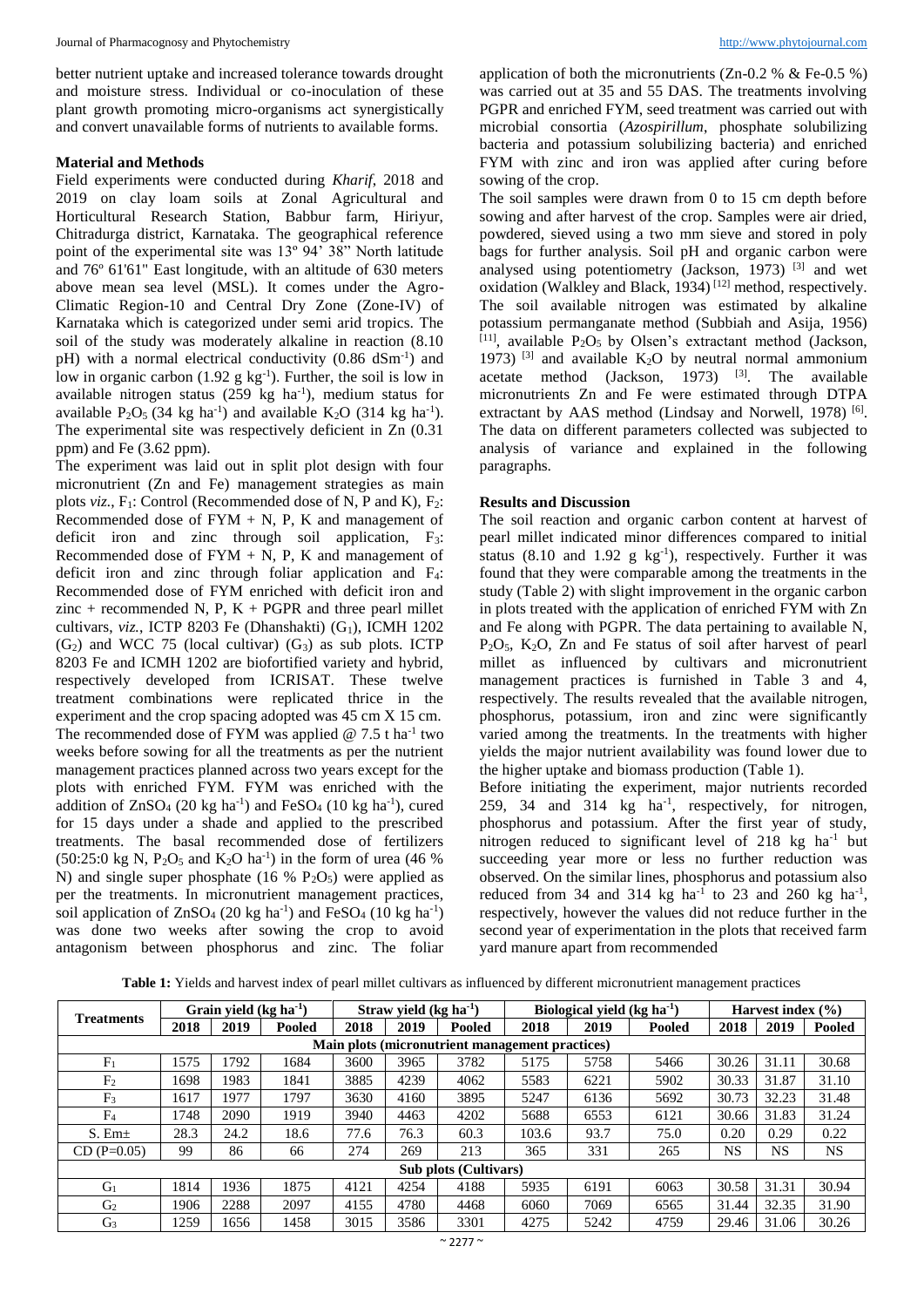better nutrient uptake and increased tolerance towards drought and moisture stress. Individual or co-inoculation of these plant growth promoting micro-organisms act synergistically and convert unavailable forms of nutrients to available forms.

## Material and Methods

Field experiments were conducted during *Kharif*, 2018 and 2019 on clay loam soils at Zonal Agricultural and Horticultural Research Station, Babbur farm, Hiriyur, Chitradurga district, Karnataka. The geographical reference point of the experimental site was 13º 94' 38" North latitude and 76º 61'61" East longitude, with an altitude of 630 meters above mean sea level (MSL). It comes under the Agro-Climatic Region-10 and Central Dry Zone (Zone-IV) of Karnataka which is categorized under semi arid tropics. The soil of the study was moderately alkaline in reaction (8.10 pH) with a normal electrical conductivity (0.86 $dSm^{-1}$) and low in organic carbon (1.92 g $kg^{-1}$). Further, the soil is low in available nitrogen status (259 kg $ha^{-1}$), medium status for available $P_2O_5$ (34 kg $ha^{-1}$) and available $K_2O$ (314 kg $ha^{-1}$). The experimental site was respectively deficient in Zn (0.31 ppm) and Fe (3.62 ppm).

The experiment was laid out in split plot design with four micronutrient (Zn and Fe) management strategies as main plots *viz*., $F_1$: Control (Recommended dose of N, P and K), $F_2$: Recommended dose of FYM + N, P, K and management of deficit iron and zinc through soil application, $F_3$: Recommended dose of FYM + N, P, K and management of deficit iron and zinc through foliar application and $F_4$: Recommended dose of FYM enriched with deficit iron and zinc + recommended N, P, K + PGPR and three pearl millet cultivars, *viz.*, ICTP 8203 Fe (Dhanshakti) ($G_1$), ICMH 1202 ($G_2$) and WCC 75 (local cultivar) ($G_3$) as sub plots. ICTP 8203 Fe and ICMH 1202 are biofortified variety and hybrid, respectively developed from ICRISAT. These twelve treatment combinations were replicated thrice in the experiment and the crop spacing adopted was 45 cm X 15 cm. The recommended dose of FYM was applied @ 7.5 t $ha^{-1}$ two weeks before sowing for all the treatments as per the nutrient management practices planned across two years except for the plots with enriched FYM. FYM was enriched with the addition of $ZnSO_4$ (20 kg $ha^{-1}$) and $FeSO_4$ (10 kg $ha^{-1}$), cured for 15 days under a shade and applied to the prescribed treatments. The basal recommended dose of fertilizers (50:25:0 kg N, $P_2O_5$ and $K_2O$ $ha^{-1}$) in the form of urea (46 % N) and single super phosphate (16 % $P_2O_5$) were applied as per the treatments. In micronutrient management practices, soil application of $ZnSO_4$ (20 kg $ha^{-1}$) and $FeSO_4$ (10 kg $ha^{-1}$) was done two weeks after sowing the crop to avoid antagonism between phosphorus and zinc. The foliar application of both the micronutrients (Zn-0.2 % & Fe-0.5 %) was carried out at 35 and 55 DAS. The treatments involving PGPR and enriched FYM, seed treatment was carried out with microbial consortia (*Azospirillum*, phosphate solubilizing bacteria and potassium solubilizing bacteria) and enriched FYM with zinc and iron was applied after curing before sowing of the crop.

The soil samples were drawn from 0 to 15 cm depth before sowing and after harvest of the crop. Samples were air dried, powdered, sieved using a two mm sieve and stored in poly bags for further analysis. Soil pH and organic carbon were analysed using potentiometry (Jackson, 1973) [3] and wet oxidation (Walkley and Black, 1934) [12] method, respectively. The soil available nitrogen was estimated by alkaline potassium permanganate method (Subbiah and Asija, 1956) [11], available $P_2O_5$ by Olsen's extractant method (Jackson, 1973) [3] and available $K_2O$ by neutral normal ammonium acetate method (Jackson, 1973) [3]. The available micronutrients Zn and Fe were estimated through DTPA extractant by AAS method (Lindsay and Norwell, 1978) [6]. The data on different parameters collected was subjected to analysis of variance and explained in the following paragraphs.

## Results and Discussion

The soil reaction and organic carbon content at harvest of pearl millet indicated minor differences compared to initial status (8.10 and 1.92 g $kg^{-1}$), respectively. Further it was found that they were comparable among the treatments in the study (Table 2) with slight improvement in the organic carbon in plots treated with the application of enriched FYM with Zn and Fe along with PGPR. The data pertaining to available N, $P_2O_5$, $K_2O$, Zn and Fe status of soil after harvest of pearl millet as influenced by cultivars and micronutrient management practices is furnished in Table 3 and 4, respectively. The results revealed that the available nitrogen, phosphorus, potassium, iron and zinc were significantly varied among the treatments. In the treatments with higher yields the major nutrient availability was found lower due to the higher uptake and biomass production (Table 1).

Before initiating the experiment, major nutrients recorded 259, 34 and 314 kg $ha^{-1}$, respectively, for nitrogen, phosphorus and potassium. After the first year of study, nitrogen reduced to significant level of 218 kg $ha^{-1}$ but succeeding year more or less no further reduction was observed. On the similar lines, phosphorus and potassium also reduced from 34 and 314 kg $ha^{-1}$ to 23 and 260 kg $ha^{-1}$, respectively, however the values did not reduce further in the second year of experimentation in the plots that received farm yard manure apart from recommended

**Table 1:** Yields and harvest index of pearl millet cultivars as influenced by different micronutrient management practices

| Treatments | Grain yield (kg $ha^{-1}$) | | | Straw yield (kg $ha^{-1}$) | | | Biological yield (kg $ha^{-1}$) | | | Harvest index (%) | | |
|---|---|---|---|---|---|---|---|---|---|---|---|---|
| | 2018 | 2019 | Pooled | 2018 | 2019 | Pooled | 2018 | 2019 | Pooled | 2018 | 2019 | Pooled |
| **Main plots (micronutrient management practices)** | | | | | | | | | | | | |
| $F_1$ | 1575 | 1792 | 1684 | 3600 | 3965 | 3782 | 5175 | 5758 | 5466 | 30.26 | 31.11 | 30.68 |
| $F_2$ | 1698 | 1983 | 1841 | 3885 | 4239 | 4062 | 5583 | 6221 | 5902 | 30.33 | 31.87 | 31.10 |
| $F_3$ | 1617 | 1977 | 1797 | 3630 | 4160 | 3895 | 5247 | 6136 | 5692 | 30.73 | 32.23 | 31.48 |
| $F_4$ | 1748 | 2090 | 1919 | 3940 | 4463 | 4202 | 5688 | 6553 | 6121 | 30.66 | 31.83 | 31.24 |
| S. Em± | 28.3 | 24.2 | 18.6 | 77.6 | 76.3 | 60.3 | 103.6 | 93.7 | 75.0 | 0.20 | 0.29 | 0.22 |
| CD (P=0.05) | 99 | 86 | 66 | 274 | 269 | 213 | 365 | 331 | 265 | NS | NS | NS |
| **Sub plots (Cultivars)** | | | | | | | | | | | | |
| $G_1$ | 1814 | 1936 | 1875 | 4121 | 4254 | 4188 | 5935 | 6191 | 6063 | 30.58 | 31.31 | 30.94 |
| $G_2$ | 1906 | 2288 | 2097 | 4155 | 4780 | 4468 | 6060 | 7069 | 6565 | 31.44 | 32.35 | 31.90 |
| $G_3$ | 1259 | 1656 | 1458 | 3015 | 3586 | 3301 | 4275 | 5242 | 4759 | 29.46 | 31.06 | 30.26 |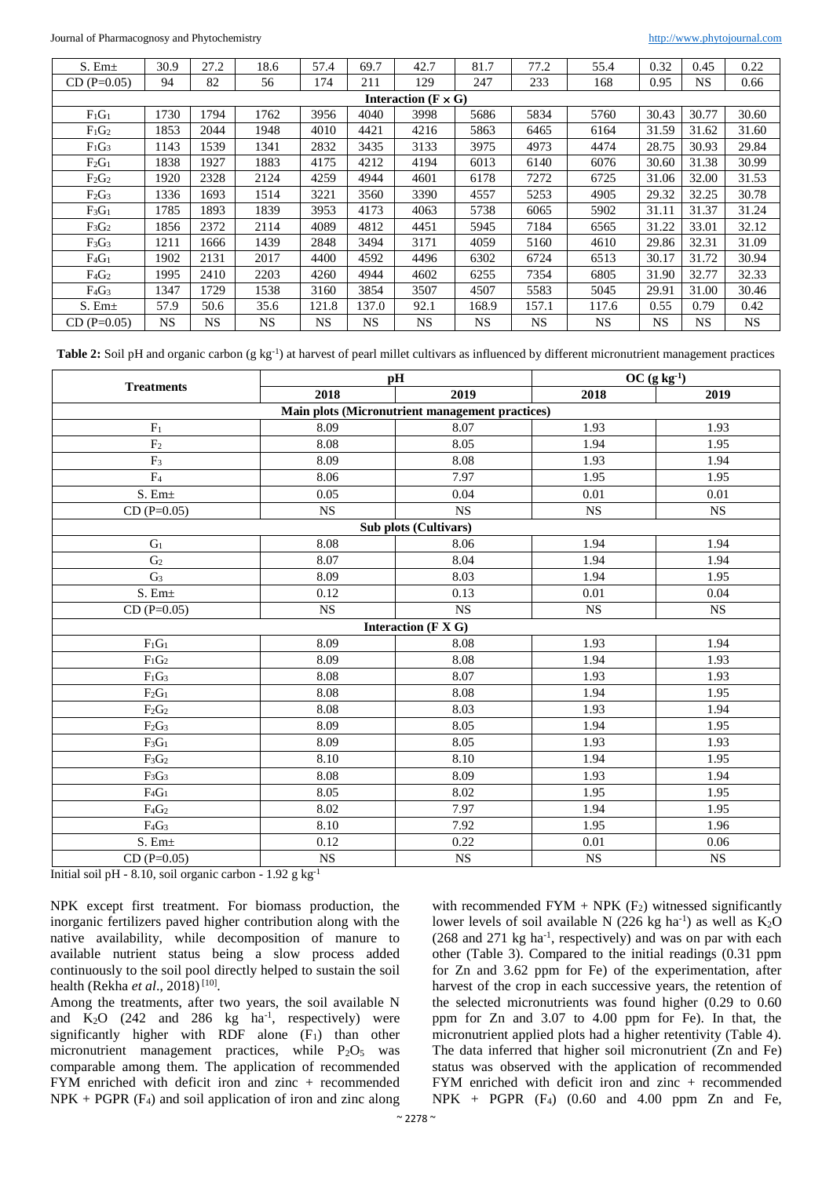| S. Em± | 30.9 | 27.2 | 18.6 | 57.4 | 69.7 | 42.7 | 81.7 | 77.2 | 55.4 | 0.32 | 0.45 | 0.22 |
|---|---|---|---|---|---|---|---|---|---|---|---|---|
| CD (P=0.05) | 94 | 82 | 56 | 174 | 211 | 129 | 247 | 233 | 168 | 0.95 | NS | 0.66 |
| **Interaction (F × G)** | | | | | | | | | | | | |
| $F_1G_1$ | 1730 | 1794 | 1762 | 3956 | 4040 | 3998 | 5686 | 5834 | 5760 | 30.43 | 30.77 | 30.60 |
| $F_1G_2$ | 1853 | 2044 | 1948 | 4010 | 4421 | 4216 | 5863 | 6465 | 6164 | 31.59 | 31.62 | 31.60 |
| $F_1G_3$ | 1143 | 1539 | 1341 | 2832 | 3435 | 3133 | 3975 | 4973 | 4474 | 28.75 | 30.93 | 29.84 |
| $F_2G_1$ | 1838 | 1927 | 1883 | 4175 | 4212 | 4194 | 6013 | 6140 | 6076 | 30.60 | 31.38 | 30.99 |
| $F_2G_2$ | 1920 | 2328 | 2124 | 4259 | 4944 | 4601 | 6178 | 7272 | 6725 | 31.06 | 32.00 | 31.53 |
| $F_2G_3$ | 1336 | 1693 | 1514 | 3221 | 3560 | 3390 | 4557 | 5253 | 4905 | 29.32 | 32.25 | 30.78 |
| $F_3G_1$ | 1785 | 1893 | 1839 | 3953 | 4173 | 4063 | 5738 | 6065 | 5902 | 31.11 | 31.37 | 31.24 |
| $F_3G_2$ | 1856 | 2372 | 2114 | 4089 | 4812 | 4451 | 5945 | 7184 | 6565 | 31.22 | 33.01 | 32.12 |
| $F_3G_3$ | 1211 | 1666 | 1439 | 2848 | 3494 | 3171 | 4059 | 5160 | 4610 | 29.86 | 32.31 | 31.09 |
| $F_4G_1$ | 1902 | 2131 | 2017 | 4400 | 4592 | 4496 | 6302 | 6724 | 6513 | 30.17 | 31.72 | 30.94 |
| $F_4G_2$ | 1995 | 2410 | 2203 | 4260 | 4944 | 4602 | 6255 | 7354 | 6805 | 31.90 | 32.77 | 32.33 |
| $F_4G_3$ | 1347 | 1729 | 1538 | 3160 | 3854 | 3507 | 4507 | 5583 | 5045 | 29.91 | 31.00 | 30.46 |
| S. Em± | 57.9 | 50.6 | 35.6 | 121.8 | 137.0 | 92.1 | 168.9 | 157.1 | 117.6 | 0.55 | 0.79 | 0.42 |
| CD (P=0.05) | NS | NS | NS | NS | NS | NS | NS | NS | NS | NS | NS | NS |

**Table 2:** Soil pH and organic carbon (g $kg^{-1}$) at harvest of pearl millet cultivars as influenced by different micronutrient management practices

| Treatments | pH | | OC (g $kg^{-1}$) | |
|---|---|---|---|---|
| | 2018 | 2019 | 2018 | 2019 |
| **Main plots (Micronutrient management practices)** | | | | |
| $F_1$ | 8.09 | 8.07 | 1.93 | 1.93 |
| $F_2$ | 8.08 | 8.05 | 1.94 | 1.95 |
| $F_3$ | 8.09 | 8.08 | 1.93 | 1.94 |
| $F_4$ | 8.06 | 7.97 | 1.95 | 1.95 |
| S. Em± | 0.05 | 0.04 | 0.01 | 0.01 |
| CD (P=0.05) | NS | NS | NS | NS |
| **Sub plots (Cultivars)** | | | | |
| $G_1$ | 8.08 | 8.06 | 1.94 | 1.94 |
| $G_2$ | 8.07 | 8.04 | 1.94 | 1.94 |
| $G_3$ | 8.09 | 8.03 | 1.94 | 1.95 |
| S. Em± | 0.12 | 0.13 | 0.01 | 0.04 |
| CD (P=0.05) | NS | NS | NS | NS |
| **Interaction (F X G)** | | | | |
| $F_1G_1$ | 8.09 | 8.08 | 1.93 | 1.94 |
| $F_1G_2$ | 8.09 | 8.08 | 1.94 | 1.93 |
| $F_1G_3$ | 8.08 | 8.07 | 1.93 | 1.93 |
| $F_2G_1$ | 8.08 | 8.08 | 1.94 | 1.95 |
| $F_2G_2$ | 8.08 | 8.03 | 1.93 | 1.94 |
| $F_2G_3$ | 8.09 | 8.05 | 1.94 | 1.95 |
| $F_3G_1$ | 8.09 | 8.05 | 1.93 | 1.93 |
| $F_3G_2$ | 8.10 | 8.10 | 1.94 | 1.95 |
| $F_3G_3$ | 8.08 | 8.09 | 1.93 | 1.94 |
| $F_4G_1$ | 8.05 | 8.02 | 1.95 | 1.95 |
| $F_4G_2$ | 8.02 | 7.97 | 1.94 | 1.95 |
| $F_4G_3$ | 8.10 | 7.92 | 1.95 | 1.96 |
| S. Em± | 0.12 | 0.22 | 0.01 | 0.06 |
| CD (P=0.05) | NS | NS | NS | NS |

Initial soil pH - 8.10, soil organic carbon - 1.92 g $kg^{-1}$

NPK except first treatment. For biomass production, the inorganic fertilizers paved higher contribution along with the native availability, while decomposition of manure to available nutrient status being a slow process added continuously to the soil pool directly helped to sustain the soil health (Rekha *et al*., 2018) [10].

Among the treatments, after two years, the soil available N and $K_2O$ (242 and 286 kg $ha^{-1}$, respectively) were significantly higher with RDF alone ($F_1$) than other micronutrient management practices, while $P_2O_5$ was comparable among them. The application of recommended FYM enriched with deficit iron and zinc + recommended NPK + PGPR ($F_4$) and soil application of iron and zinc along with recommended FYM + NPK ($F_2$) witnessed significantly lower levels of soil available N (226 kg $ha^{-1}$) as well as $K_2O$ (268 and 271 kg $ha^{-1}$, respectively) and was on par with each other (Table 3). Compared to the initial readings (0.31 ppm for Zn and 3.62 ppm for Fe) of the experimentation, after harvest of the crop in each successive years, the retention of the selected micronutrients was found higher (0.29 to 0.60 ppm for Zn and 3.07 to 4.00 ppm for Fe). In that, the micronutrient applied plots had a higher retentivity (Table 4). The data inferred that higher soil micronutrient (Zn and Fe) status was observed with the application of recommended FYM enriched with deficit iron and zinc + recommended NPK + PGPR ($F_4$) (0.60 and 4.00 ppm Zn and Fe,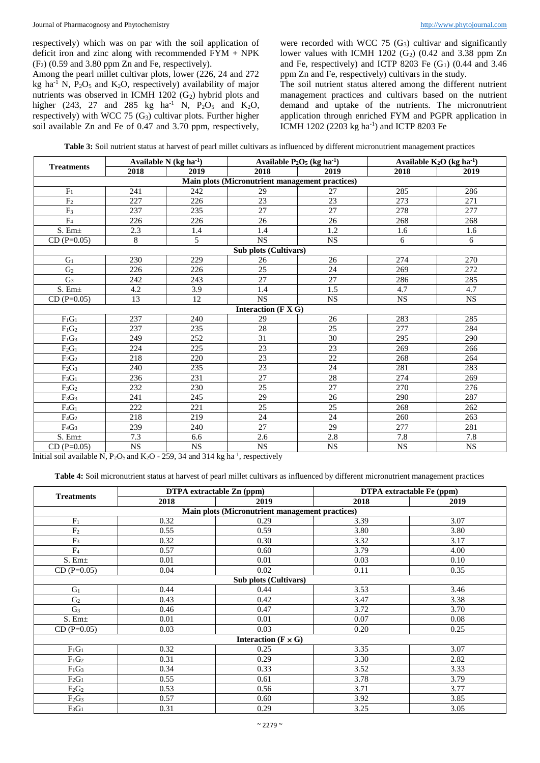respectively) which was on par with the soil application of deficit iron and zinc along with recommended FYM + NPK ($F_2$) (0.59 and 3.80 ppm Zn and Fe, respectively).

Among the pearl millet cultivar plots, lower (226, 24 and 272 kg ha$^{-1}$ N, $P_2O_5$ and $K_2O$, respectively) availability of major nutrients was observed in ICMH 1202 ($G_2$) hybrid plots and higher (243, 27 and 285 kg ha$^{-1}$ N, $P_2O_5$ and $K_2O$, respectively) with WCC 75 ($G_3$) cultivar plots. Further higher soil available Zn and Fe of 0.47 and 3.70 ppm, respectively, were recorded with WCC 75 ($G_3$) cultivar and significantly lower values with ICMH 1202 ($G_2$) (0.42 and 3.38 ppm Zn and Fe, respectively) and ICTP 8203 Fe ($G_1$) (0.44 and 3.46 ppm Zn and Fe, respectively) cultivars in the study.

The soil nutrient status altered among the different nutrient management practices and cultivars based on the nutrient demand and uptake of the nutrients. The micronutrient application through enriched FYM and PGPR application in ICMH 1202 (2203 kg ha$^{-1}$) and ICTP 8203 Fe

**Table 3:** Soil nutrient status at harvest of pearl millet cultivars as influenced by different micronutrient management practices

| Treatments | Available N (kg ha$^{-1}$) | | Available $P_2O_5$ (kg ha$^{-1}$) | | Available $K_2O$ (kg ha$^{-1}$) | |
|---|---|---|---|---|---|---|
| | 2018 | 2019 | 2018 | 2019 | 2018 | 2019 |
| **Main plots (Micronutrient management practices)** | | | | | | |
| $F_1$ | 241 | 242 | 29 | 27 | 285 | 286 |
| $F_2$ | 227 | 226 | 23 | 23 | 273 | 271 |
| $F_3$ | 237 | 235 | 27 | 27 | 278 | 277 |
| $F_4$ | 226 | 226 | 26 | 26 | 268 | 268 |
| S. Em± | 2.3 | 1.4 | 1.4 | 1.2 | 1.6 | 1.6 |
| CD (P=0.05) | 8 | 5 | NS | NS | 6 | 6 |
| **Sub plots (Cultivars)** | | | | | | |
| $G_1$ | 230 | 229 | 26 | 26 | 274 | 270 |
| $G_2$ | 226 | 226 | 25 | 24 | 269 | 272 |
| $G_3$ | 242 | 243 | 27 | 27 | 286 | 285 |
| S. Em± | 4.2 | 3.9 | 1.4 | 1.5 | 4.7 | 4.7 |
| CD (P=0.05) | 13 | 12 | NS | NS | NS | NS |
| **Interaction (F X G)** | | | | | | |
| $F_1G_1$ | 237 | 240 | 29 | 26 | 283 | 285 |
| $F_1G_2$ | 237 | 235 | 28 | 25 | 277 | 284 |
| $F_1G_3$ | 249 | 252 | 31 | 30 | 295 | 290 |
| $F_2G_1$ | 224 | 225 | 23 | 23 | 269 | 266 |
| $F_2G_2$ | 218 | 220 | 23 | 22 | 268 | 264 |
| $F_2G_3$ | 240 | 235 | 23 | 24 | 281 | 283 |
| $F_3G_1$ | 236 | 231 | 27 | 28 | 274 | 269 |
| $F_3G_2$ | 232 | 230 | 25 | 27 | 270 | 276 |
| $F_3G_3$ | 241 | 245 | 29 | 26 | 290 | 287 |
| $F_4G_1$ | 222 | 221 | 25 | 25 | 268 | 262 |
| $F_4G_2$ | 218 | 219 | 24 | 24 | 260 | 263 |
| $F_4G_3$ | 239 | 240 | 27 | 29 | 277 | 281 |
| S. Em± | 7.3 | 6.6 | 2.6 | 2.8 | 7.8 | 7.8 |
| CD (P=0.05) | NS | NS | NS | NS | NS | NS |

Initial soil available N, $P_2O_5$ and $K_2O$ - 259, 34 and 314 kg ha$^{-1}$, respectively

**Table 4:** Soil micronutrient status at harvest of pearl millet cultivars as influenced by different micronutrient management practices

| Treatments | DTPA extractable Zn (ppm) | | DTPA extractable Fe (ppm) | |
|---|---|---|---|---|
| | 2018 | 2019 | 2018 | 2019 |
| **Main plots (Micronutrient management practices)** | | | | |
| $F_1$ | 0.32 | 0.29 | 3.39 | 3.07 |
| $F_2$ | 0.55 | 0.59 | 3.80 | 3.80 |
| $F_3$ | 0.32 | 0.30 | 3.32 | 3.17 |
| $F_4$ | 0.57 | 0.60 | 3.79 | 4.00 |
| S. Em± | 0.01 | 0.01 | 0.03 | 0.10 |
| CD (P=0.05) | 0.04 | 0.02 | 0.11 | 0.35 |
| **Sub plots (Cultivars)** | | | | |
| $G_1$ | 0.44 | 0.44 | 3.53 | 3.46 |
| $G_2$ | 0.43 | 0.42 | 3.47 | 3.38 |
| $G_3$ | 0.46 | 0.47 | 3.72 | 3.70 |
| S. Em± | 0.01 | 0.01 | 0.07 | 0.08 |
| CD (P=0.05) | 0.03 | 0.03 | 0.20 | 0.25 |
| **Interaction (F × G)** | | | | |
| $F_1G_1$ | 0.32 | 0.25 | 3.35 | 3.07 |
| $F_1G_2$ | 0.31 | 0.29 | 3.30 | 2.82 |
| $F_1G_3$ | 0.34 | 0.33 | 3.52 | 3.33 |
| $F_2G_1$ | 0.55 | 0.61 | 3.78 | 3.79 |
| $F_2G_2$ | 0.53 | 0.56 | 3.71 | 3.77 |
| $F_2G_3$ | 0.57 | 0.60 | 3.92 | 3.85 |
| $F_3G_1$ | 0.31 | 0.29 | 3.25 | 3.05 |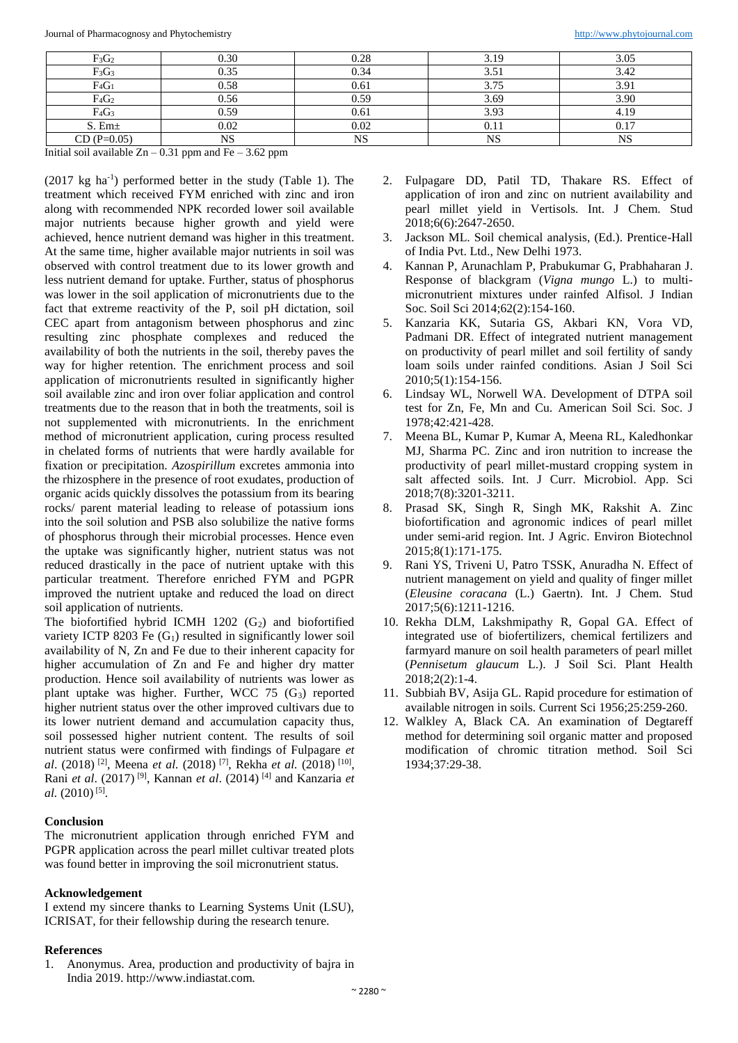| | | | | |
|---|---|---|---|---|
| $F_3G_2$ | 0.30 | 0.28 | 3.19 | 3.05 |
| $F_3G_3$ | 0.35 | 0.34 | 3.51 | 3.42 |
| $F_4G_1$ | 0.58 | 0.61 | 3.75 | 3.91 |
| $F_4G_2$ | 0.56 | 0.59 | 3.69 | 3.90 |
| $F_4G_3$ | 0.59 | 0.61 | 3.93 | 4.19 |
| S. Em± | 0.02 | 0.02 | 0.11 | 0.17 |
| CD (P=0.05) | NS | NS | NS | NS |

Initial soil available Zn – 0.31 ppm and Fe – 3.62 ppm

(2017 kg $ha^{-1}$) performed better in the study (Table 1). The treatment which received FYM enriched with zinc and iron along with recommended NPK recorded lower soil available major nutrients because higher growth and yield were achieved, hence nutrient demand was higher in this treatment. At the same time, higher available major nutrients in soil was observed with control treatment due to its lower growth and less nutrient demand for uptake. Further, status of phosphorus was lower in the soil application of micronutrients due to the fact that extreme reactivity of the P, soil pH dictation, soil CEC apart from antagonism between phosphorus and zinc resulting zinc phosphate complexes and reduced the availability of both the nutrients in the soil, thereby paves the way for higher retention. The enrichment process and soil application of micronutrients resulted in significantly higher soil available zinc and iron over foliar application and control treatments due to the reason that in both the treatments, soil is not supplemented with micronutrients. In the enrichment method of micronutrient application, curing process resulted in chelated forms of nutrients that were hardly available for fixation or precipitation. *Azospirillum* excretes ammonia into the rhizosphere in the presence of root exudates, production of organic acids quickly dissolves the potassium from its bearing rocks/ parent material leading to release of potassium ions into the soil solution and PSB also solubilize the native forms of phosphorus through their microbial processes. Hence even the uptake was significantly higher, nutrient status was not reduced drastically in the pace of nutrient uptake with this particular treatment. Therefore enriched FYM and PGPR improved the nutrient uptake and reduced the load on direct soil application of nutrients.

The biofortified hybrid ICMH 1202 ($G_2$) and biofortified variety ICTP 8203 Fe ($G_1$) resulted in significantly lower soil availability of N, Zn and Fe due to their inherent capacity for higher accumulation of Zn and Fe and higher dry matter production. Hence soil availability of nutrients was lower as plant uptake was higher. Further, WCC 75 ($G_3$) reported higher nutrient status over the other improved cultivars due to its lower nutrient demand and accumulation capacity thus, soil possessed higher nutrient content. The results of soil nutrient status were confirmed with findings of Fulpagare *et al*. (2018) [2], Meena *et al.* (2018) [7], Rekha *et al.* (2018) [10], Rani *et al*. (2017) [9], Kannan *et al*. (2014) [4] and Kanzaria *et al.* (2010) [5].

## Conclusion

The micronutrient application through enriched FYM and PGPR application across the pearl millet cultivar treated plots was found better in improving the soil micronutrient status.

## Acknowledgement

I extend my sincere thanks to Learning Systems Unit (LSU), ICRISAT, for their fellowship during the research tenure.

## References

1. Anonymus. Area, production and productivity of bajra in India 2019. http://www.indiastat.com.
2. Fulpagare DD, Patil TD, Thakare RS. Effect of application of iron and zinc on nutrient availability and pearl millet yield in Vertisols. Int. J Chem. Stud 2018;6(6):2647-2650.
3. Jackson ML. Soil chemical analysis, (Ed.). Prentice-Hall of India Pvt. Ltd., New Delhi 1973.
4. Kannan P, Arunachlam P, Prabukumar G, Prabhaharan J. Response of blackgram (*Vigna mungo* L.) to multi-micronutrient mixtures under rainfed Alfisol. J Indian Soc. Soil Sci 2014;62(2):154-160.
5. Kanzaria KK, Sutaria GS, Akbari KN, Vora VD, Padmani DR. Effect of integrated nutrient management on productivity of pearl millet and soil fertility of sandy loam soils under rainfed conditions. Asian J Soil Sci 2010;5(1):154-156.
6. Lindsay WL, Norwell WA. Development of DTPA soil test for Zn, Fe, Mn and Cu. American Soil Sci. Soc. J 1978;42:421-428.
7. Meena BL, Kumar P, Kumar A, Meena RL, Kaledhonkar MJ, Sharma PC. Zinc and iron nutrition to increase the productivity of pearl millet-mustard cropping system in salt affected soils. Int. J Curr. Microbiol. App. Sci 2018;7(8):3201-3211.
8. Prasad SK, Singh R, Singh MK, Rakshit A. Zinc biofortification and agronomic indices of pearl millet under semi-arid region. Int. J Agric. Environ Biotechnol 2015;8(1):171-175.
9. Rani YS, Triveni U, Patro TSSK, Anuradha N. Effect of nutrient management on yield and quality of finger millet (*Eleusine coracana* (L.) Gaertn). Int. J Chem. Stud 2017;5(6):1211-1216.
10. Rekha DLM, Lakshmipathy R, Gopal GA. Effect of integrated use of biofertilizers, chemical fertilizers and farmyard manure on soil health parameters of pearl millet (*Pennisetum glaucum* L.). J Soil Sci. Plant Health 2018;2(2):1-4.
11. Subbiah BV, Asija GL. Rapid procedure for estimation of available nitrogen in soils. Current Sci 1956;25:259-260.
12. Walkley A, Black CA. An examination of Degtareff method for determining soil organic matter and proposed modification of chromic titration method. Soil Sci 1934;37:29-38.